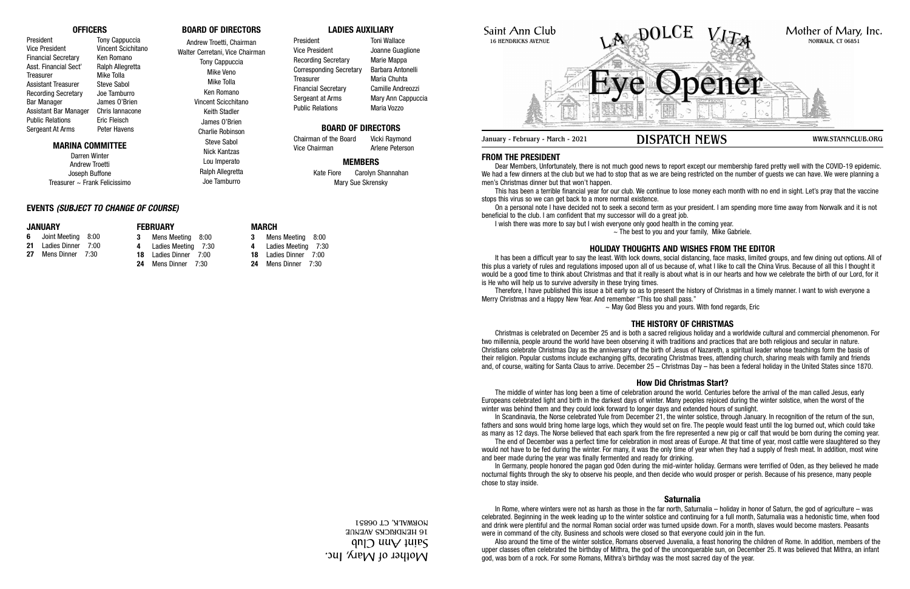## OFFICERS

| | |
|---|---|
| President | Tony Cappuccia |
| Vice President | Vincent Scichitano |
| Financial Secretary | Ken Romano |
| Asst. Financial Sect' | Ralph Allegretta |
| Treasurer | Mike Tolla |
| Assistant Treasurer | Steve Sabol |
| Recording Secretary | Joe Tamburro |
| Bar Manager | James O'Brien |
| Assistant Bar Manager | Chris Iannacone |
| Public Relations | Eric Fleisch |
| Sergeant At Arms | Peter Havens |

## MARINA COMMITTEE

Darren Winter
Andrew Troetti
Joseph Buffone
Treasurer ~ Frank Felicissimo

## BOARD OF DIRECTORS

Andrew Troetti, Chairman
Walter Cerretani, Vice Chairman
Tony Cappuccia
Mike Veno
Mike Tolla
Ken Romano
Vincent Scicchitano
Keith Stadler
James O'Brien
Charlie Robinson
Steve Sabol
Nick Kantzas
Lou Imperato
Ralph Allegretta
Joe Tamburro

## LADIES AUXILIARY

| | |
|---|---|
| President | Toni Wallace |
| Vice President | Joanne Guaglione |
| Recording Secretary | Marie Mappa |
| Corresponding Secretary | Barbara Antonelli |
| Treasurer | Maria Chuhta |
| Financial Secretary | Camille Andreozzi |
| Sergeant at Arms | Mary Ann Cappuccia |
| Public Relations | Maria Vozzo |

## BOARD OF DIRECTORS

| | |
|---|---|
| Chairman of the Board | Vicki Raymond |
| Vice Chairman | Arlene Peterson |

## MEMBERS

Kate Fiore  Carolyn Shannahan
Mary Sue Skrensky

## EVENTS *(SUBJECT TO CHANGE OF COURSE)*

### JANUARY

- **6** Joint Meeting 8:00
- **21** Ladies Dinner 7:00
- **27** Mens Dinner 7:30

### FEBRUARY

- **3** Mens Meeting 8:00
- **4** Ladies Meeting 7:30
- **18** Ladies Dinner 7:00
- **24** Mens Dinner 7:30

### MARCH

- **3** Mens Meeting 8:00
- **4** Ladies Meeting 7:30
- **18** Ladies Dinner 7:00
- **24** Mens Dinner 7:30

Mother of Mary, Inc.
Saint Ann Club
16 HENDRICKS AVENUE
NORWALK, CT 06851

---

Saint Ann Club
16 HENDRICKS AVENUE

# LA DOLCE VITA

# Eye Opener

Mother of Mary, Inc.
NORWALK, CT 06851

January - February - March - 2021  **DISPATCH NEWS**  WWW.STANNCLUB.ORG

## FROM THE PRESIDENT

Dear Members, Unfortunately, there is not much good news to report except our membership fared pretty well with the COVID-19 epidemic. We had a few dinners at the club but we had to stop that as we are being restricted on the number of guests we can have. We were planning a men's Christmas dinner but that won't happen.

This has been a terrible financial year for our club. We continue to lose money each month with no end in sight. Let's pray that the vaccine stops this virus so we can get back to a more normal existence.

On a personal note I have decided not to seek a second term as your president. I am spending more time away from Norwalk and it is not beneficial to the club. I am confident that my successor will do a great job.

I wish there was more to say but I wish everyone only good health in the coming year.

~ The best to you and your family, Mike Gabriele.

## HOLIDAY THOUGHTS AND WISHES FROM THE EDITOR

It has been a difficult year to say the least. With lock downs, social distancing, face masks, limited groups, and few dining out options. All of this plus a variety of rules and regulations imposed upon all of us because of, what I like to call the China Virus. Because of all this I thought it would be a good time to think about Christmas and that it really is about what is in our hearts and how we celebrate the birth of our Lord, for it is He who will help us to survive adversity in these trying times.

Therefore, I have published this issue a bit early so as to present the history of Christmas in a timely manner. I want to wish everyone a Merry Christmas and a Happy New Year. And remember "This too shall pass."

~ May God Bless you and yours. With fond regards, Eric

## THE HISTORY OF CHRISTMAS

Christmas is celebrated on December 25 and is both a sacred religious holiday and a worldwide cultural and commercial phenomenon. For two millennia, people around the world have been observing it with traditions and practices that are both religious and secular in nature. Christians celebrate Christmas Day as the anniversary of the birth of Jesus of Nazareth, a spiritual leader whose teachings form the basis of their religion. Popular customs include exchanging gifts, decorating Christmas trees, attending church, sharing meals with family and friends and, of course, waiting for Santa Claus to arrive. December 25 – Christmas Day – has been a federal holiday in the United States since 1870.

### How Did Christmas Start?

The middle of winter has long been a time of celebration around the world. Centuries before the arrival of the man called Jesus, early Europeans celebrated light and birth in the darkest days of winter. Many peoples rejoiced during the winter solstice, when the worst of the winter was behind them and they could look forward to longer days and extended hours of sunlight.

In Scandinavia, the Norse celebrated Yule from December 21, the winter solstice, through January. In recognition of the return of the sun, fathers and sons would bring home large logs, which they would set on fire. The people would feast until the log burned out, which could take as many as 12 days. The Norse believed that each spark from the fire represented a new pig or calf that would be born during the coming year.

The end of December was a perfect time for celebration in most areas of Europe. At that time of year, most cattle were slaughtered so they would not have to be fed during the winter. For many, it was the only time of year when they had a supply of fresh meat. In addition, most wine and beer made during the year was finally fermented and ready for drinking.

In Germany, people honored the pagan god Oden during the mid-winter holiday. Germans were terrified of Oden, as they believed he made nocturnal flights through the sky to observe his people, and then decide who would prosper or perish. Because of his presence, many people chose to stay inside.

### Saturnalia

In Rome, where winters were not as harsh as those in the far north, Saturnalia – holiday in honor of Saturn, the god of agriculture – was celebrated. Beginning in the week leading up to the winter solstice and continuing for a full month, Saturnalia was a hedonistic time, when food and drink were plentiful and the normal Roman social order was turned upside down. For a month, slaves would become masters. Peasants were in command of the city. Business and schools were closed so that everyone could join in the fun.

Also around the time of the winter solstice, Romans observed Juvenalia, a feast honoring the children of Rome. In addition, members of the upper classes often celebrated the birthday of Mithra, the god of the unconquerable sun, on December 25. It was believed that Mithra, an infant god, was born of a rock. For some Romans, Mithra's birthday was the most sacred day of the year.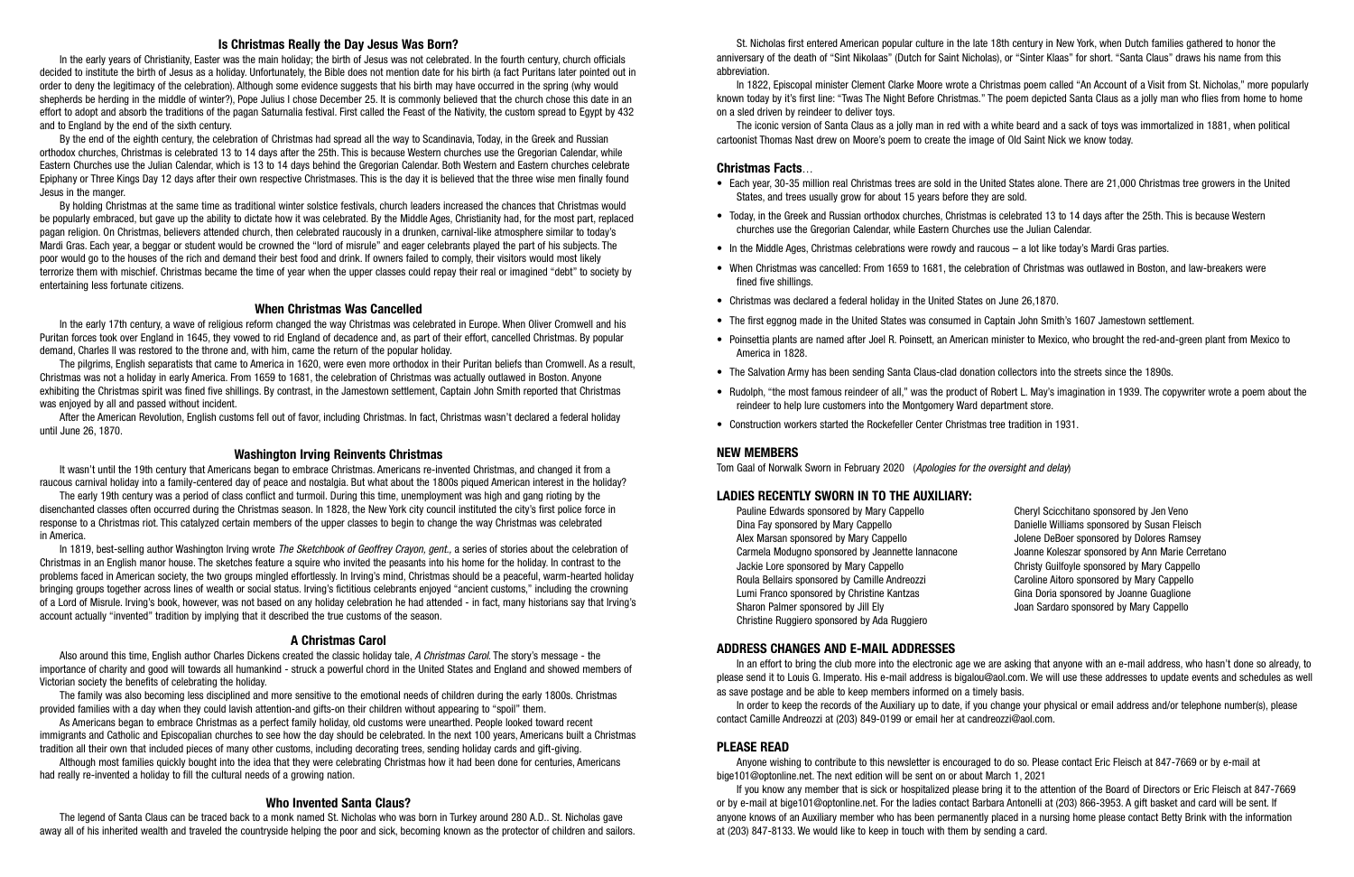## Is Christmas Really the Day Jesus Was Born?

In the early years of Christianity, Easter was the main holiday; the birth of Jesus was not celebrated. In the fourth century, church officials decided to institute the birth of Jesus as a holiday. Unfortunately, the Bible does not mention date for his birth (a fact Puritans later pointed out in order to deny the legitimacy of the celebration). Although some evidence suggests that his birth may have occurred in the spring (why would shepherds be herding in the middle of winter?), Pope Julius I chose December 25. It is commonly believed that the church chose this date in an effort to adopt and absorb the traditions of the pagan Saturnalia festival. First called the Feast of the Nativity, the custom spread to Egypt by 432 and to England by the end of the sixth century.

By the end of the eighth century, the celebration of Christmas had spread all the way to Scandinavia, Today, in the Greek and Russian orthodox churches, Christmas is celebrated 13 to 14 days after the 25th. This is because Western churches use the Gregorian Calendar, while Eastern Churches use the Julian Calendar, which is 13 to 14 days behind the Gregorian Calendar. Both Western and Eastern churches celebrate Epiphany or Three Kings Day 12 days after their own respective Christmases. This is the day it is believed that the three wise men finally found Jesus in the manger.

By holding Christmas at the same time as traditional winter solstice festivals, church leaders increased the chances that Christmas would be popularly embraced, but gave up the ability to dictate how it was celebrated. By the Middle Ages, Christianity had, for the most part, replaced pagan religion. On Christmas, believers attended church, then celebrated raucously in a drunken, carnival-like atmosphere similar to today's Mardi Gras. Each year, a beggar or student would be crowned the "lord of misrule" and eager celebrants played the part of his subjects. The poor would go to the houses of the rich and demand their best food and drink. If owners failed to comply, their visitors would most likely terrorize them with mischief. Christmas became the time of year when the upper classes could repay their real or imagined "debt" to society by entertaining less fortunate citizens.

## When Christmas Was Cancelled

In the early 17th century, a wave of religious reform changed the way Christmas was celebrated in Europe. When Oliver Cromwell and his Puritan forces took over England in 1645, they vowed to rid England of decadence and, as part of their effort, cancelled Christmas. By popular demand, Charles II was restored to the throne and, with him, came the return of the popular holiday.

The pilgrims, English separatists that came to America in 1620, were even more orthodox in their Puritan beliefs than Cromwell. As a result, Christmas was not a holiday in early America. From 1659 to 1681, the celebration of Christmas was actually outlawed in Boston. Anyone exhibiting the Christmas spirit was fined five shillings. By contrast, in the Jamestown settlement, Captain John Smith reported that Christmas was enjoyed by all and passed without incident.

After the American Revolution, English customs fell out of favor, including Christmas. In fact, Christmas wasn't declared a federal holiday until June 26, 1870.

## Washington Irving Reinvents Christmas

It wasn't until the 19th century that Americans began to embrace Christmas. Americans re-invented Christmas, and changed it from a raucous carnival holiday into a family-centered day of peace and nostalgia. But what about the 1800s piqued American interest in the holiday?

The early 19th century was a period of class conflict and turmoil. During this time, unemployment was high and gang rioting by the disenchanted classes often occurred during the Christmas season. In 1828, the New York city council instituted the city's first police force in response to a Christmas riot. This catalyzed certain members of the upper classes to begin to change the way Christmas was celebrated in America.

In 1819, best-selling author Washington Irving wrote *The Sketchbook of Geoffrey Crayon, gent.,* a series of stories about the celebration of Christmas in an English manor house. The sketches feature a squire who invited the peasants into his home for the holiday. In contrast to the problems faced in American society, the two groups mingled effortlessly. In Irving's mind, Christmas should be a peaceful, warm-hearted holiday bringing groups together across lines of wealth or social status. Irving's fictitious celebrants enjoyed "ancient customs," including the crowning of a Lord of Misrule. Irving's book, however, was not based on any holiday celebration he had attended - in fact, many historians say that Irving's account actually "invented" tradition by implying that it described the true customs of the season.

## A Christmas Carol

Also around this time, English author Charles Dickens created the classic holiday tale, *A Christmas Carol*. The story's message - the importance of charity and good will towards all humankind - struck a powerful chord in the United States and England and showed members of Victorian society the benefits of celebrating the holiday.

The family was also becoming less disciplined and more sensitive to the emotional needs of children during the early 1800s. Christmas provided families with a day when they could lavish attention-and gifts-on their children without appearing to "spoil" them.

As Americans began to embrace Christmas as a perfect family holiday, old customs were unearthed. People looked toward recent immigrants and Catholic and Episcopalian churches to see how the day should be celebrated. In the next 100 years, Americans built a Christmas tradition all their own that included pieces of many other customs, including decorating trees, sending holiday cards and gift-giving.

Although most families quickly bought into the idea that they were celebrating Christmas how it had been done for centuries, Americans had really re-invented a holiday to fill the cultural needs of a growing nation.

## Who Invented Santa Claus?

The legend of Santa Claus can be traced back to a monk named St. Nicholas who was born in Turkey around 280 A.D.. St. Nicholas gave away all of his inherited wealth and traveled the countryside helping the poor and sick, becoming known as the protector of children and sailors.

St. Nicholas first entered American popular culture in the late 18th century in New York, when Dutch families gathered to honor the anniversary of the death of "Sint Nikolaas" (Dutch for Saint Nicholas), or "Sinter Klaas" for short. "Santa Claus" draws his name from this abbreviation.

In 1822, Episcopal minister Clement Clarke Moore wrote a Christmas poem called "An Account of a Visit from St. Nicholas," more popularly known today by it's first line: "Twas The Night Before Christmas." The poem depicted Santa Claus as a jolly man who flies from home to home on a sled driven by reindeer to deliver toys.

The iconic version of Santa Claus as a jolly man in red with a white beard and a sack of toys was immortalized in 1881, when political cartoonist Thomas Nast drew on Moore's poem to create the image of Old Saint Nick we know today.

## Christmas Facts…

- Each year, 30-35 million real Christmas trees are sold in the United States alone. There are 21,000 Christmas tree growers in the United States, and trees usually grow for about 15 years before they are sold.
- Today, in the Greek and Russian orthodox churches, Christmas is celebrated 13 to 14 days after the 25th. This is because Western churches use the Gregorian Calendar, while Eastern Churches use the Julian Calendar.
- In the Middle Ages, Christmas celebrations were rowdy and raucous – a lot like today's Mardi Gras parties.
- When Christmas was cancelled: From 1659 to 1681, the celebration of Christmas was outlawed in Boston, and law-breakers were fined five shillings.
- Christmas was declared a federal holiday in the United States on June 26,1870.
- The first eggnog made in the United States was consumed in Captain John Smith's 1607 Jamestown settlement.
- Poinsettia plants are named after Joel R. Poinsett, an American minister to Mexico, who brought the red-and-green plant from Mexico to America in 1828.
- The Salvation Army has been sending Santa Claus-clad donation collectors into the streets since the 1890s.
- Rudolph, "the most famous reindeer of all," was the product of Robert L. May's imagination in 1939. The copywriter wrote a poem about the reindeer to help lure customers into the Montgomery Ward department store.
- Construction workers started the Rockefeller Center Christmas tree tradition in 1931.

## NEW MEMBERS

Tom Gaal of Norwalk Sworn in February 2020 (*Apologies for the oversight and delay*)

## LADIES RECENTLY SWORN IN TO THE AUXILIARY:

Pauline Edwards sponsored by Mary Cappello
Dina Fay sponsored by Mary Cappello
Alex Marsan sponsored by Mary Cappello
Carmela Modugno sponsored by Jeannette Iannacone
Jackie Lore sponsored by Mary Cappello
Roula Bellairs sponsored by Camille Andreozzi
Lumi Franco sponsored by Christine Kantzas
Sharon Palmer sponsored by Jill Ely
Christine Ruggiero sponsored by Ada Ruggiero
Cheryl Scicchitano sponsored by Jen Veno
Danielle Williams sponsored by Susan Fleisch
Jolene DeBoer sponsored by Dolores Ramsey
Joanne Koleszar sponsored by Ann Marie Cerretano
Christy Guilfoyle sponsored by Mary Cappello
Caroline Aitoro sponsored by Mary Cappello
Gina Doria sponsored by Joanne Guaglione
Joan Sardaro sponsored by Mary Cappello

## ADDRESS CHANGES AND E-MAIL ADDRESSES

In an effort to bring the club more into the electronic age we are asking that anyone with an e-mail address, who hasn't done so already, to please send it to Louis G. Imperato. His e-mail address is bigalou@aol.com. We will use these addresses to update events and schedules as well as save postage and be able to keep members informed on a timely basis.

In order to keep the records of the Auxiliary up to date, if you change your physical or email address and/or telephone number(s), please contact Camille Andreozzi at (203) 849-0199 or email her at candreozzi@aol.com.

## PLEASE READ

Anyone wishing to contribute to this newsletter is encouraged to do so. Please contact Eric Fleisch at 847-7669 or by e-mail at bige101@optonline.net. The next edition will be sent on or about March 1, 2021

If you know any member that is sick or hospitalized please bring it to the attention of the Board of Directors or Eric Fleisch at 847-7669 or by e-mail at bige101@optonline.net. For the ladies contact Barbara Antonelli at (203) 866-3953. A gift basket and card will be sent. If anyone knows of an Auxiliary member who has been permanently placed in a nursing home please contact Betty Brink with the information at (203) 847-8133. We would like to keep in touch with them by sending a card.